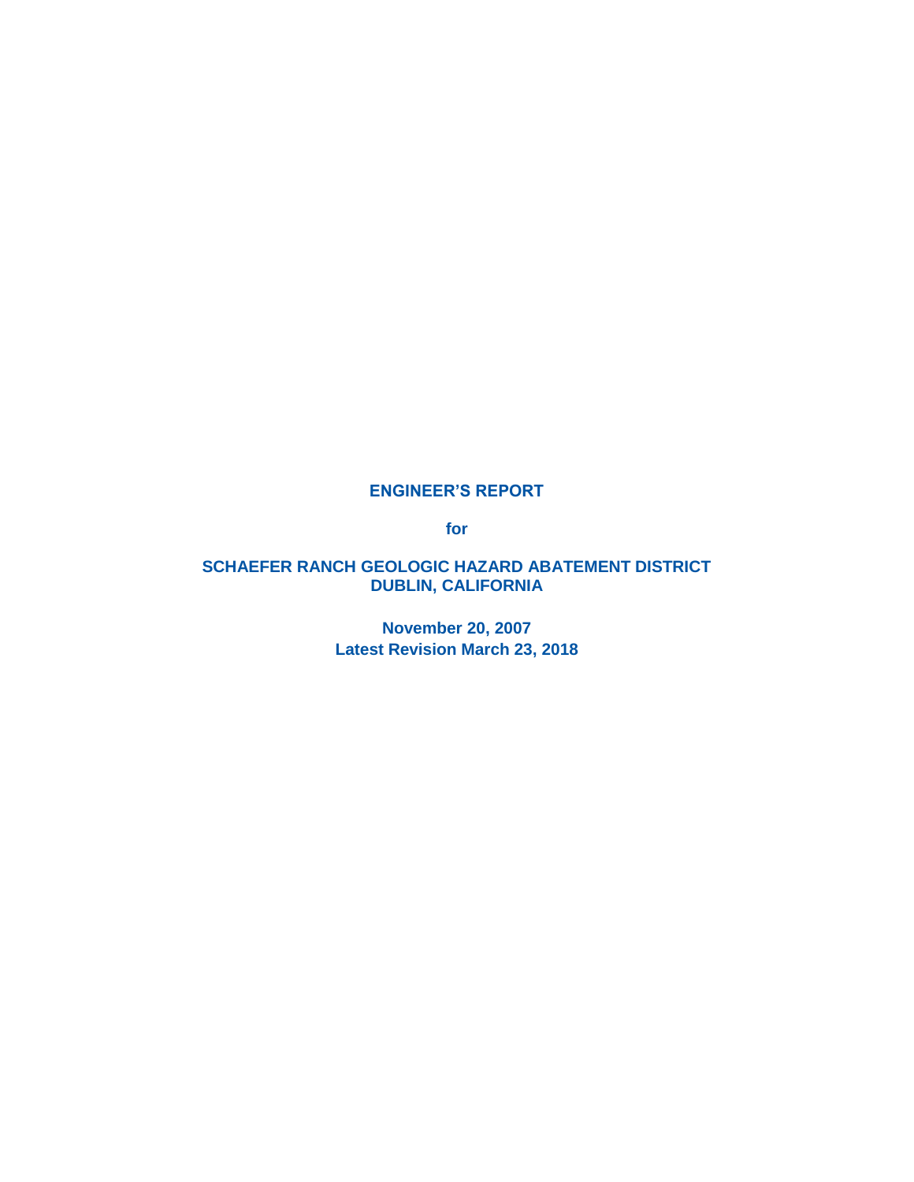# ENGINEER'S REPORT

for

## SCHAEFER RANCH GEOLOGIC HAZARD ABATEMENT DISTRICT
## DUBLIN, CALIFORNIA

**November 20, 2007**
**Latest Revision March 23, 2018**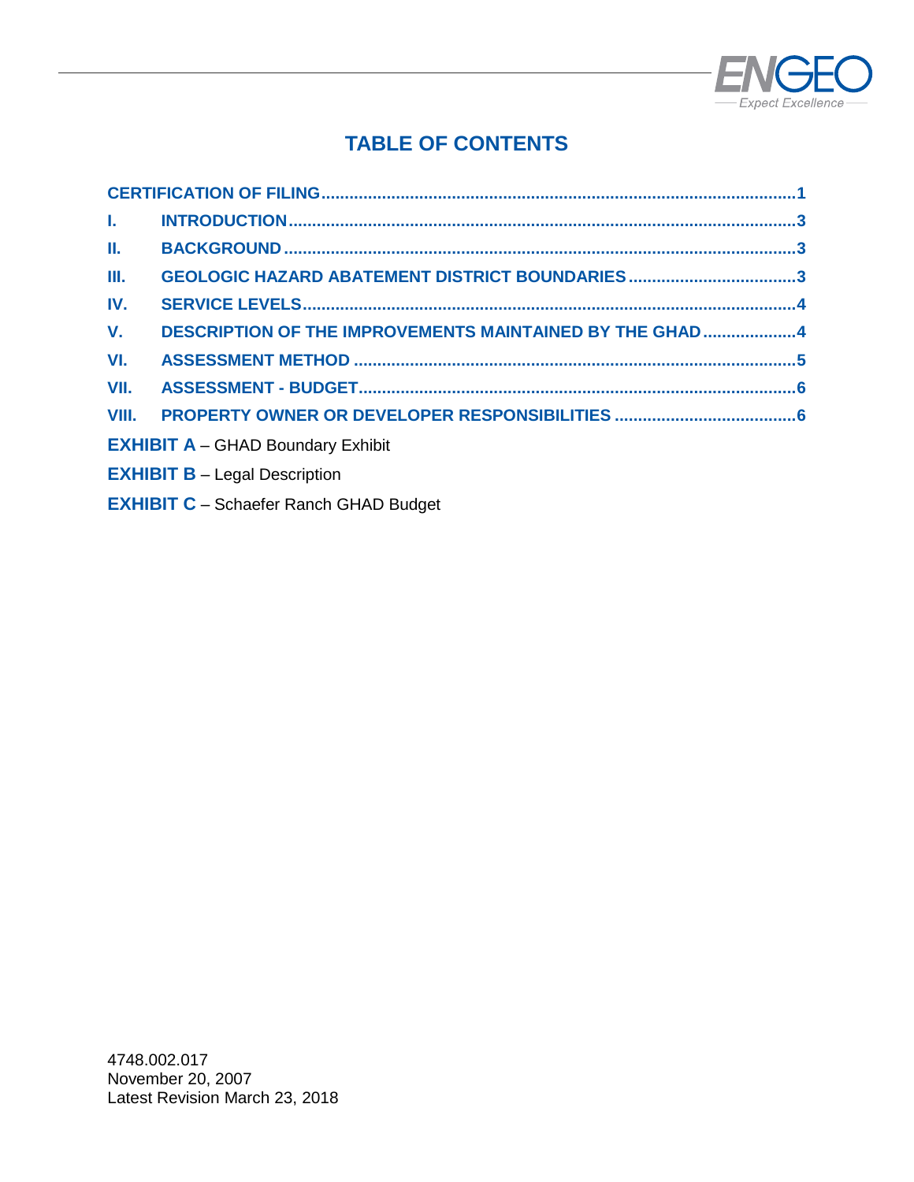# TABLE OF CONTENTS

**CERTIFICATION OF FILING** .......... **1**

**I. INTRODUCTION** .......... **3**

**II. BACKGROUND** .......... **3**

**III. GEOLOGIC HAZARD ABATEMENT DISTRICT BOUNDARIES** .......... **3**

**IV. SERVICE LEVELS** .......... **4**

**V. DESCRIPTION OF THE IMPROVEMENTS MAINTAINED BY THE GHAD** .......... **4**

**VI. ASSESSMENT METHOD** .......... **5**

**VII. ASSESSMENT - BUDGET** .......... **6**

**VIII. PROPERTY OWNER OR DEVELOPER RESPONSIBILITIES** .......... **6**

**EXHIBIT A** – GHAD Boundary Exhibit

**EXHIBIT B** – Legal Description

**EXHIBIT C** – Schaefer Ranch GHAD Budget

4748.002.017
November 20, 2007
Latest Revision March 23, 2018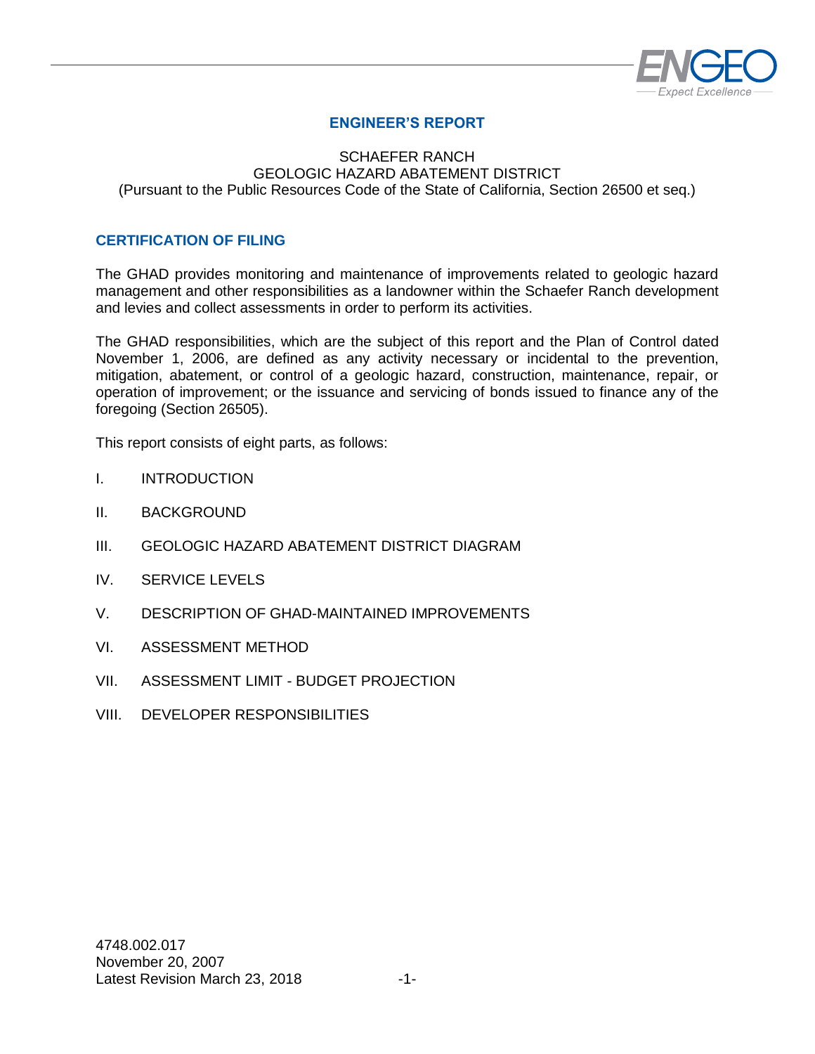# ENGINEER'S REPORT

SCHAEFER RANCH
GEOLOGIC HAZARD ABATEMENT DISTRICT
(Pursuant to the Public Resources Code of the State of California, Section 26500 et seq.)

## CERTIFICATION OF FILING

The GHAD provides monitoring and maintenance of improvements related to geologic hazard management and other responsibilities as a landowner within the Schaefer Ranch development and levies and collect assessments in order to perform its activities.

The GHAD responsibilities, which are the subject of this report and the Plan of Control dated November 1, 2006, are defined as any activity necessary or incidental to the prevention, mitigation, abatement, or control of a geologic hazard, construction, maintenance, repair, or operation of improvement; or the issuance and servicing of bonds issued to finance any of the foregoing (Section 26505).

This report consists of eight parts, as follows:

I. INTRODUCTION

II. BACKGROUND

III. GEOLOGIC HAZARD ABATEMENT DISTRICT DIAGRAM

IV. SERVICE LEVELS

V. DESCRIPTION OF GHAD-MAINTAINED IMPROVEMENTS

VI. ASSESSMENT METHOD

VII. ASSESSMENT LIMIT - BUDGET PROJECTION

VIII. DEVELOPER RESPONSIBILITIES

4748.002.017
November 20, 2007
Latest Revision March 23, 2018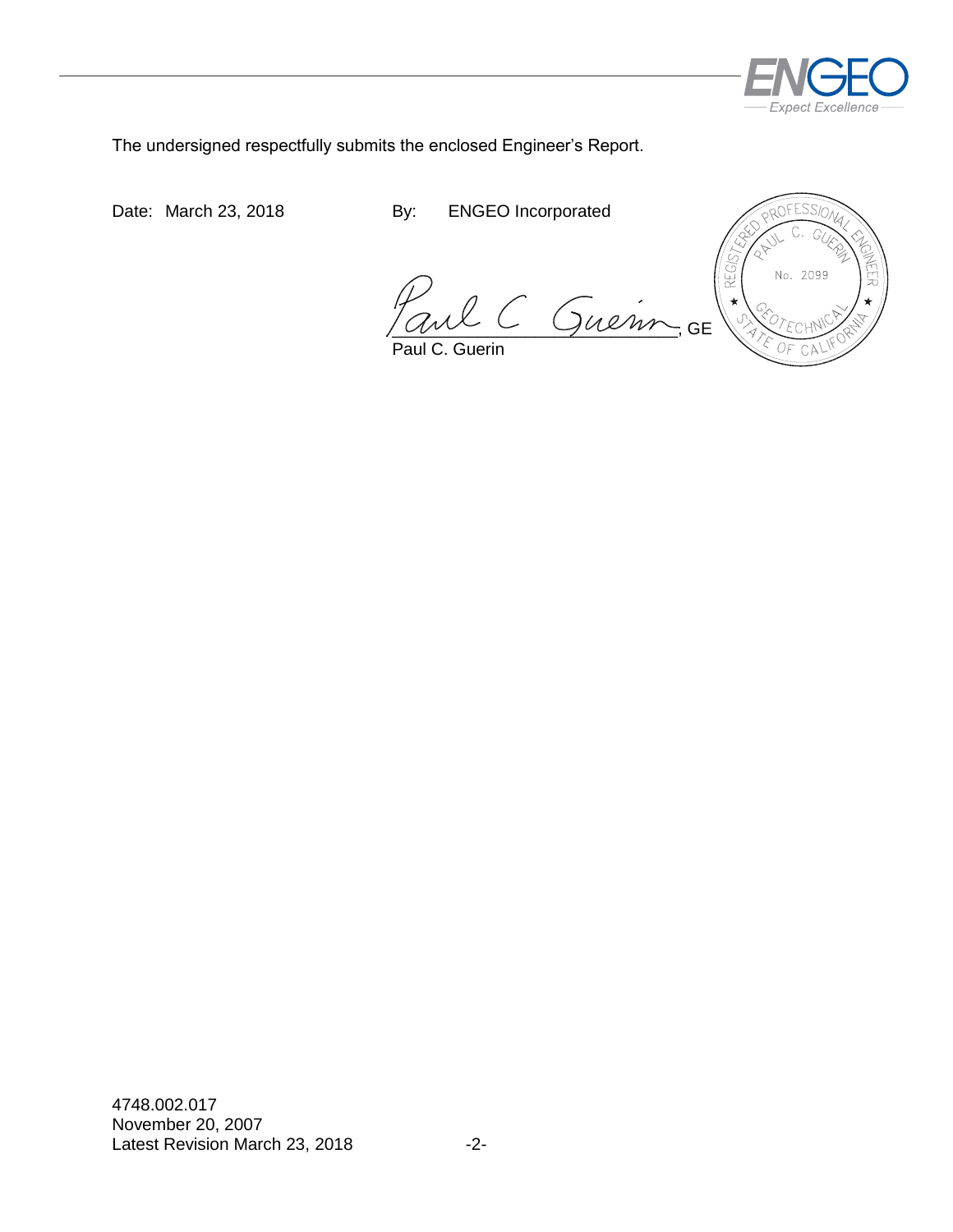The undersigned respectfully submits the enclosed Engineer's Report.

Date: March 23, 2018

By: ENGEO Incorporated

Paul C Guerin, GE

Paul C. Guerin

REGISTERED PROFESSIONAL ENGINEER
PAUL C. GUERIN
No. 2099
GEOTECHNICAL
STATE OF CALIFORNIA

4748.002.017
November 20, 2007
Latest Revision March 23, 2018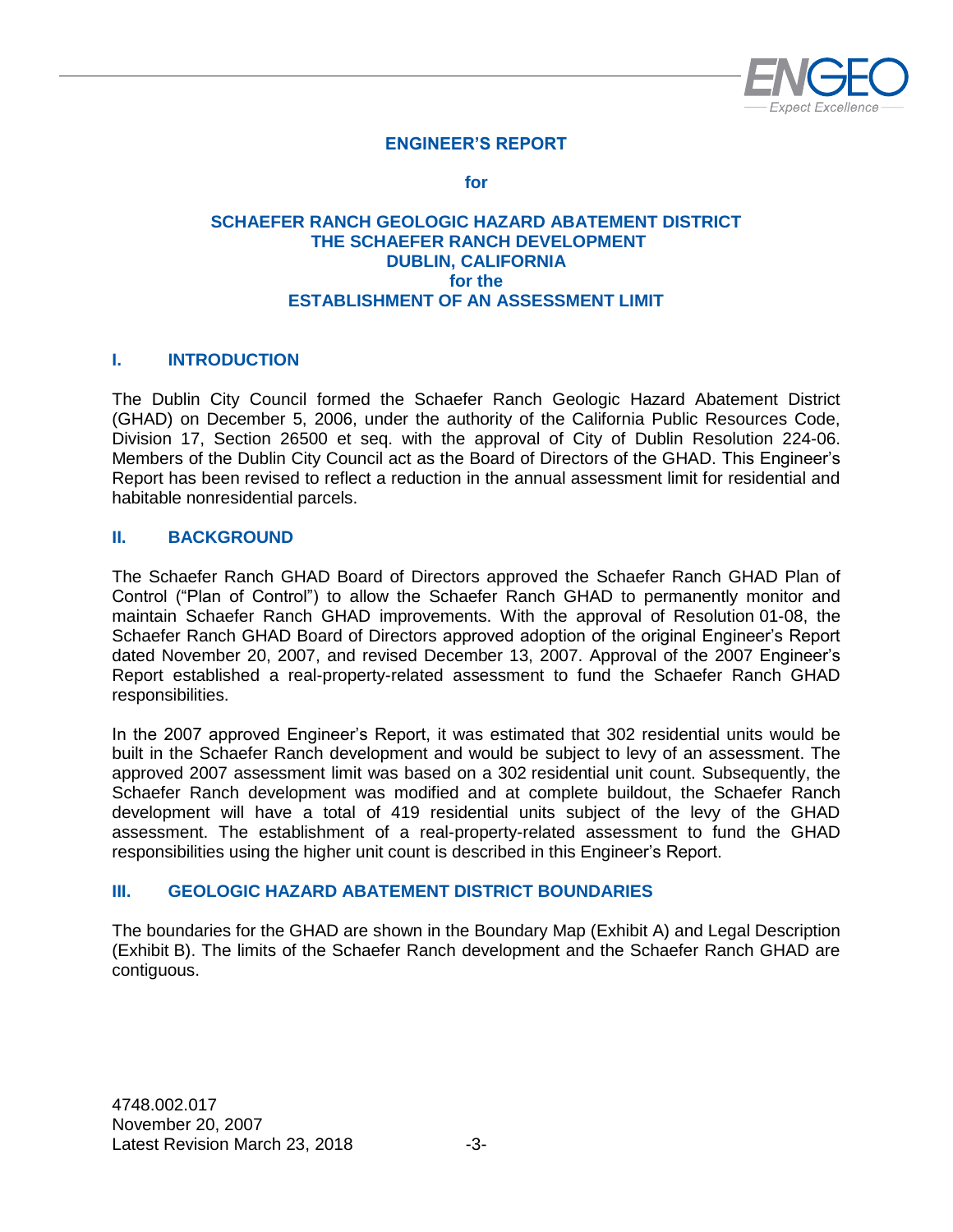# ENGINEER'S REPORT

**for**

**SCHAEFER RANCH GEOLOGIC HAZARD ABATEMENT DISTRICT**
**THE SCHAEFER RANCH DEVELOPMENT**
**DUBLIN, CALIFORNIA**
**for the**
**ESTABLISHMENT OF AN ASSESSMENT LIMIT**

## I. INTRODUCTION

The Dublin City Council formed the Schaefer Ranch Geologic Hazard Abatement District (GHAD) on December 5, 2006, under the authority of the California Public Resources Code, Division 17, Section 26500 et seq. with the approval of City of Dublin Resolution 224-06. Members of the Dublin City Council act as the Board of Directors of the GHAD. This Engineer's Report has been revised to reflect a reduction in the annual assessment limit for residential and habitable nonresidential parcels.

## II. BACKGROUND

The Schaefer Ranch GHAD Board of Directors approved the Schaefer Ranch GHAD Plan of Control ("Plan of Control") to allow the Schaefer Ranch GHAD to permanently monitor and maintain Schaefer Ranch GHAD improvements. With the approval of Resolution 01-08, the Schaefer Ranch GHAD Board of Directors approved adoption of the original Engineer's Report dated November 20, 2007, and revised December 13, 2007. Approval of the 2007 Engineer's Report established a real-property-related assessment to fund the Schaefer Ranch GHAD responsibilities.

In the 2007 approved Engineer's Report, it was estimated that 302 residential units would be built in the Schaefer Ranch development and would be subject to levy of an assessment. The approved 2007 assessment limit was based on a 302 residential unit count. Subsequently, the Schaefer Ranch development was modified and at complete buildout, the Schaefer Ranch development will have a total of 419 residential units subject of the levy of the GHAD assessment. The establishment of a real-property-related assessment to fund the GHAD responsibilities using the higher unit count is described in this Engineer's Report.

## III. GEOLOGIC HAZARD ABATEMENT DISTRICT BOUNDARIES

The boundaries for the GHAD are shown in the Boundary Map (Exhibit A) and Legal Description (Exhibit B). The limits of the Schaefer Ranch development and the Schaefer Ranch GHAD are contiguous.

4748.002.017
November 20, 2007
Latest Revision March 23, 2018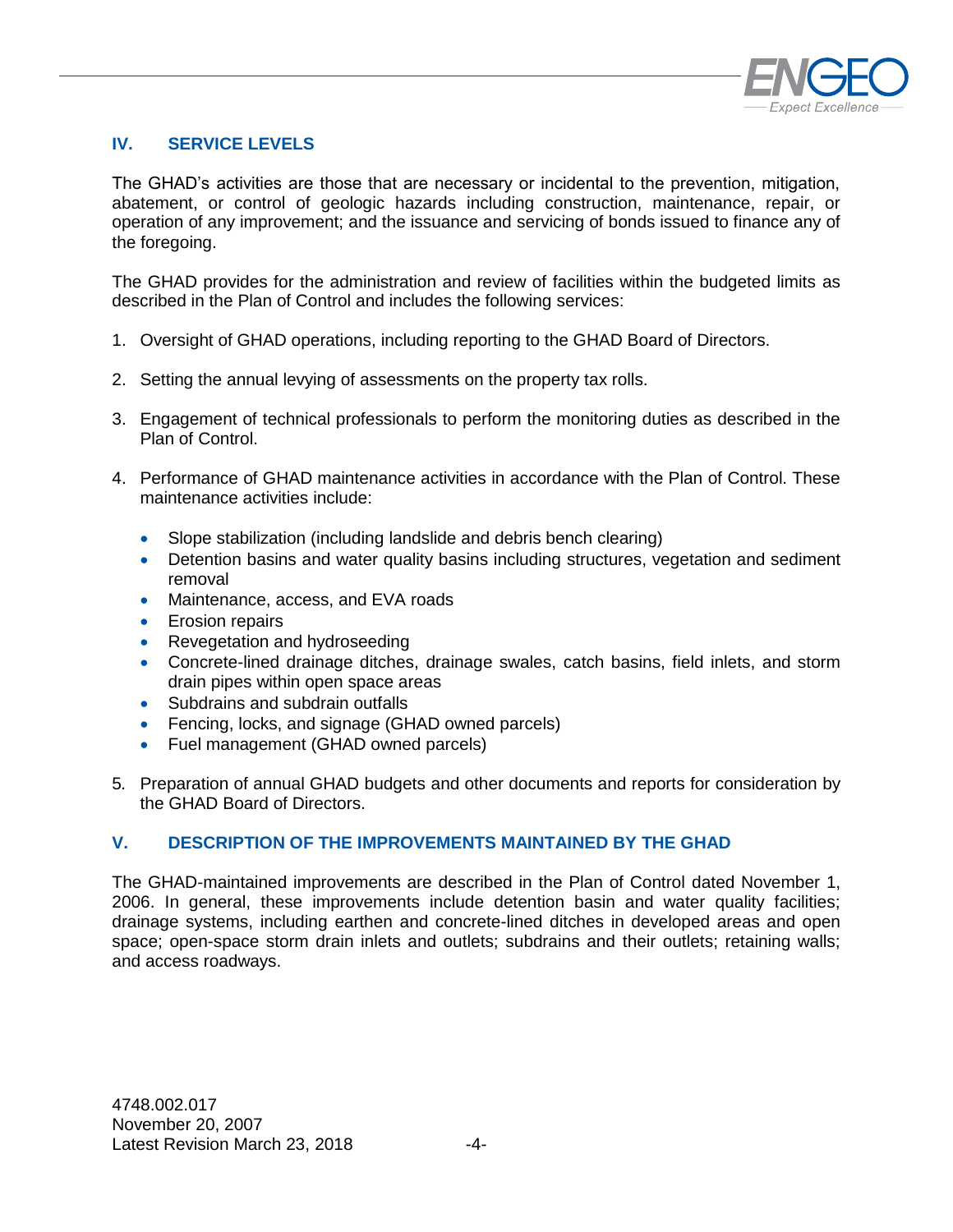## IV. SERVICE LEVELS

The GHAD's activities are those that are necessary or incidental to the prevention, mitigation, abatement, or control of geologic hazards including construction, maintenance, repair, or operation of any improvement; and the issuance and servicing of bonds issued to finance any of the foregoing.

The GHAD provides for the administration and review of facilities within the budgeted limits as described in the Plan of Control and includes the following services:

1. Oversight of GHAD operations, including reporting to the GHAD Board of Directors.

2. Setting the annual levying of assessments on the property tax rolls.

3. Engagement of technical professionals to perform the monitoring duties as described in the Plan of Control.

4. Performance of GHAD maintenance activities in accordance with the Plan of Control. These maintenance activities include:

   - Slope stabilization (including landslide and debris bench clearing)
   - Detention basins and water quality basins including structures, vegetation and sediment removal
   - Maintenance, access, and EVA roads
   - Erosion repairs
   - Revegetation and hydroseeding
   - Concrete-lined drainage ditches, drainage swales, catch basins, field inlets, and storm drain pipes within open space areas
   - Subdrains and subdrain outfalls
   - Fencing, locks, and signage (GHAD owned parcels)
   - Fuel management (GHAD owned parcels)

5. Preparation of annual GHAD budgets and other documents and reports for consideration by the GHAD Board of Directors.

## V. DESCRIPTION OF THE IMPROVEMENTS MAINTAINED BY THE GHAD

The GHAD-maintained improvements are described in the Plan of Control dated November 1, 2006. In general, these improvements include detention basin and water quality facilities; drainage systems, including earthen and concrete-lined ditches in developed areas and open space; open-space storm drain inlets and outlets; subdrains and their outlets; retaining walls; and access roadways.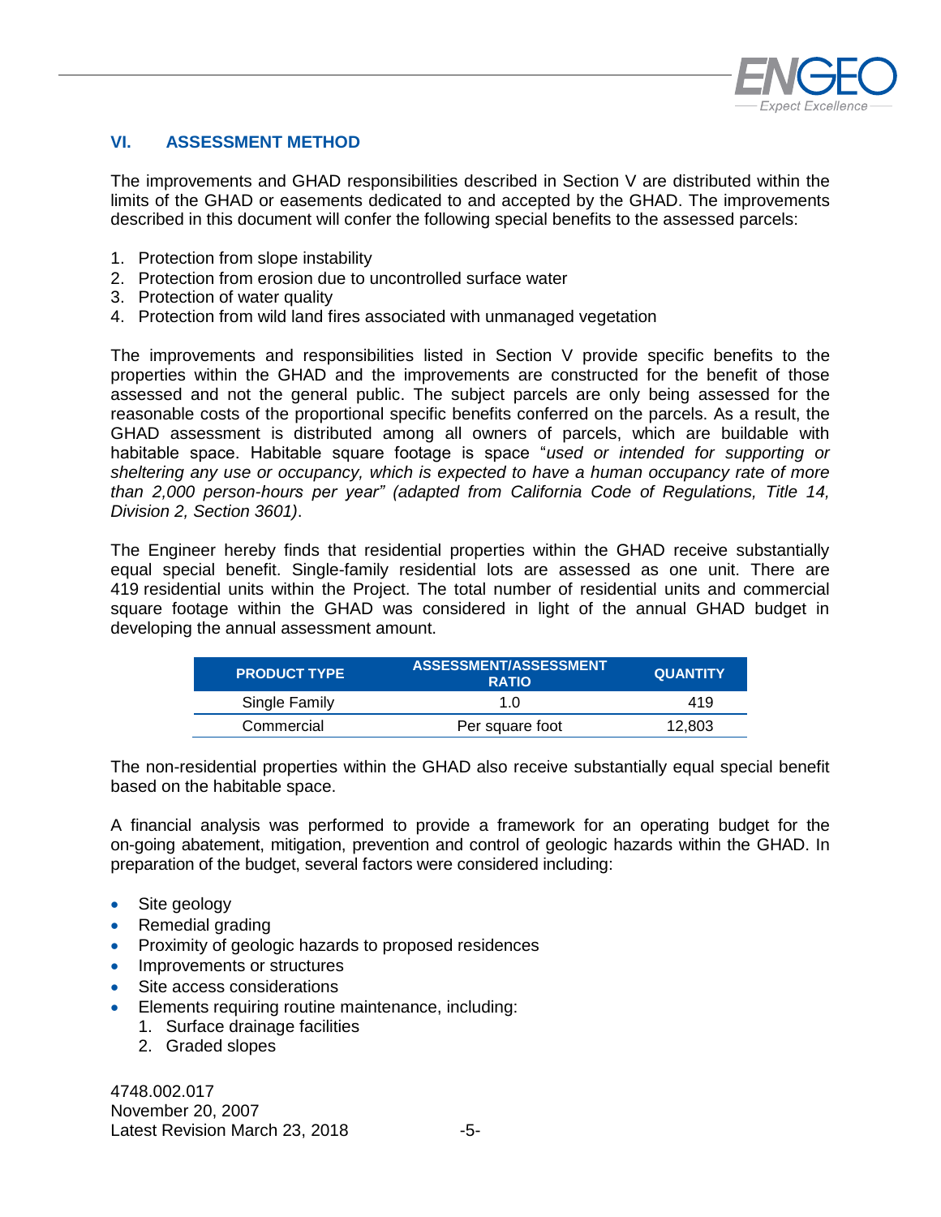## VI. ASSESSMENT METHOD

The improvements and GHAD responsibilities described in Section V are distributed within the limits of the GHAD or easements dedicated to and accepted by the GHAD. The improvements described in this document will confer the following special benefits to the assessed parcels:

1. Protection from slope instability
2. Protection from erosion due to uncontrolled surface water
3. Protection of water quality
4. Protection from wild land fires associated with unmanaged vegetation

The improvements and responsibilities listed in Section V provide specific benefits to the properties within the GHAD and the improvements are constructed for the benefit of those assessed and not the general public. The subject parcels are only being assessed for the reasonable costs of the proportional specific benefits conferred on the parcels. As a result, the GHAD assessment is distributed among all owners of parcels, which are buildable with habitable space. Habitable square footage is space "*used or intended for supporting or sheltering any use or occupancy, which is expected to have a human occupancy rate of more than 2,000 person-hours per year" (adapted from California Code of Regulations, Title 14, Division 2, Section 3601)*.

The Engineer hereby finds that residential properties within the GHAD receive substantially equal special benefit. Single-family residential lots are assessed as one unit. There are 419 residential units within the Project. The total number of residential units and commercial square footage within the GHAD was considered in light of the annual GHAD budget in developing the annual assessment amount.

| PRODUCT TYPE | ASSESSMENT/ASSESSMENT RATIO | QUANTITY |
|---|---|---|
| Single Family | 1.0 | 419 |
| Commercial | Per square foot | 12,803 |

The non-residential properties within the GHAD also receive substantially equal special benefit based on the habitable space.

A financial analysis was performed to provide a framework for an operating budget for the on-going abatement, mitigation, prevention and control of geologic hazards within the GHAD. In preparation of the budget, several factors were considered including:

- Site geology
- Remedial grading
- Proximity of geologic hazards to proposed residences
- Improvements or structures
- Site access considerations
- Elements requiring routine maintenance, including:
  1. Surface drainage facilities
  2. Graded slopes

4748.002.017
November 20, 2007
Latest Revision March 23, 2018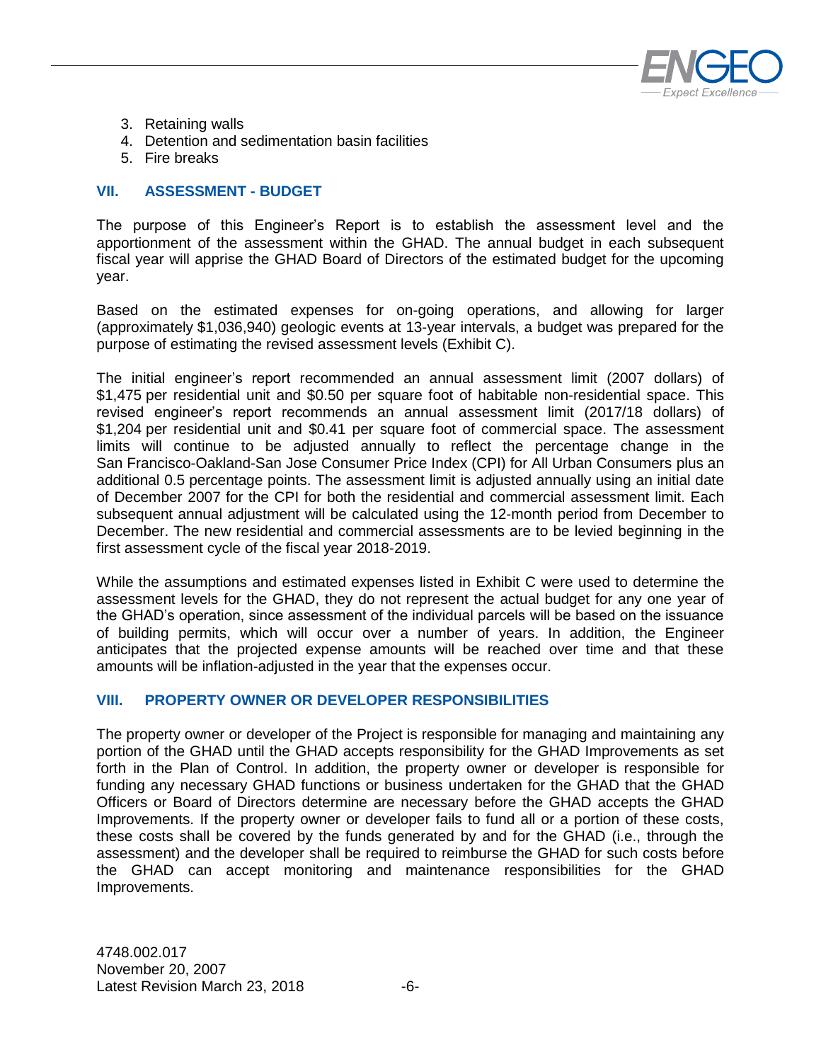3. Retaining walls
4. Detention and sedimentation basin facilities
5. Fire breaks

## VII. ASSESSMENT - BUDGET

The purpose of this Engineer's Report is to establish the assessment level and the apportionment of the assessment within the GHAD. The annual budget in each subsequent fiscal year will apprise the GHAD Board of Directors of the estimated budget for the upcoming year.

Based on the estimated expenses for on-going operations, and allowing for larger (approximately $1,036,940) geologic events at 13-year intervals, a budget was prepared for the purpose of estimating the revised assessment levels (Exhibit C).

The initial engineer's report recommended an annual assessment limit (2007 dollars) of $1,475 per residential unit and $0.50 per square foot of habitable non-residential space. This revised engineer's report recommends an annual assessment limit (2017/18 dollars) of $1,204 per residential unit and $0.41 per square foot of commercial space. The assessment limits will continue to be adjusted annually to reflect the percentage change in the San Francisco-Oakland-San Jose Consumer Price Index (CPI) for All Urban Consumers plus an additional 0.5 percentage points. The assessment limit is adjusted annually using an initial date of December 2007 for the CPI for both the residential and commercial assessment limit. Each subsequent annual adjustment will be calculated using the 12-month period from December to December. The new residential and commercial assessments are to be levied beginning in the first assessment cycle of the fiscal year 2018-2019.

While the assumptions and estimated expenses listed in Exhibit C were used to determine the assessment levels for the GHAD, they do not represent the actual budget for any one year of the GHAD's operation, since assessment of the individual parcels will be based on the issuance of building permits, which will occur over a number of years. In addition, the Engineer anticipates that the projected expense amounts will be reached over time and that these amounts will be inflation-adjusted in the year that the expenses occur.

## VIII. PROPERTY OWNER OR DEVELOPER RESPONSIBILITIES

The property owner or developer of the Project is responsible for managing and maintaining any portion of the GHAD until the GHAD accepts responsibility for the GHAD Improvements as set forth in the Plan of Control. In addition, the property owner or developer is responsible for funding any necessary GHAD functions or business undertaken for the GHAD that the GHAD Officers or Board of Directors determine are necessary before the GHAD accepts the GHAD Improvements. If the property owner or developer fails to fund all or a portion of these costs, these costs shall be covered by the funds generated by and for the GHAD (i.e., through the assessment) and the developer shall be required to reimburse the GHAD for such costs before the GHAD can accept monitoring and maintenance responsibilities for the GHAD Improvements.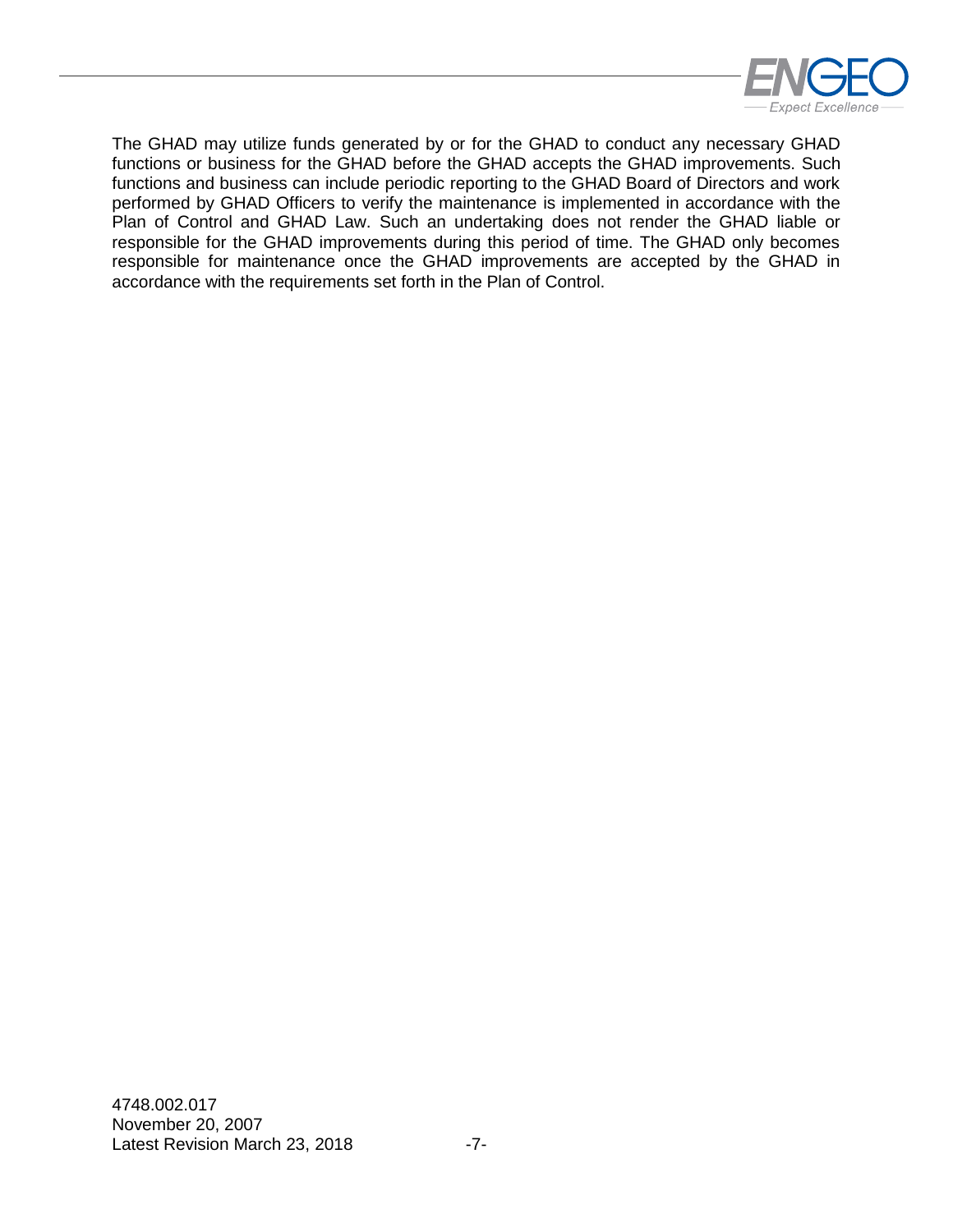The GHAD may utilize funds generated by or for the GHAD to conduct any necessary GHAD functions or business for the GHAD before the GHAD accepts the GHAD improvements. Such functions and business can include periodic reporting to the GHAD Board of Directors and work performed by GHAD Officers to verify the maintenance is implemented in accordance with the Plan of Control and GHAD Law. Such an undertaking does not render the GHAD liable or responsible for the GHAD improvements during this period of time. The GHAD only becomes responsible for maintenance once the GHAD improvements are accepted by the GHAD in accordance with the requirements set forth in the Plan of Control.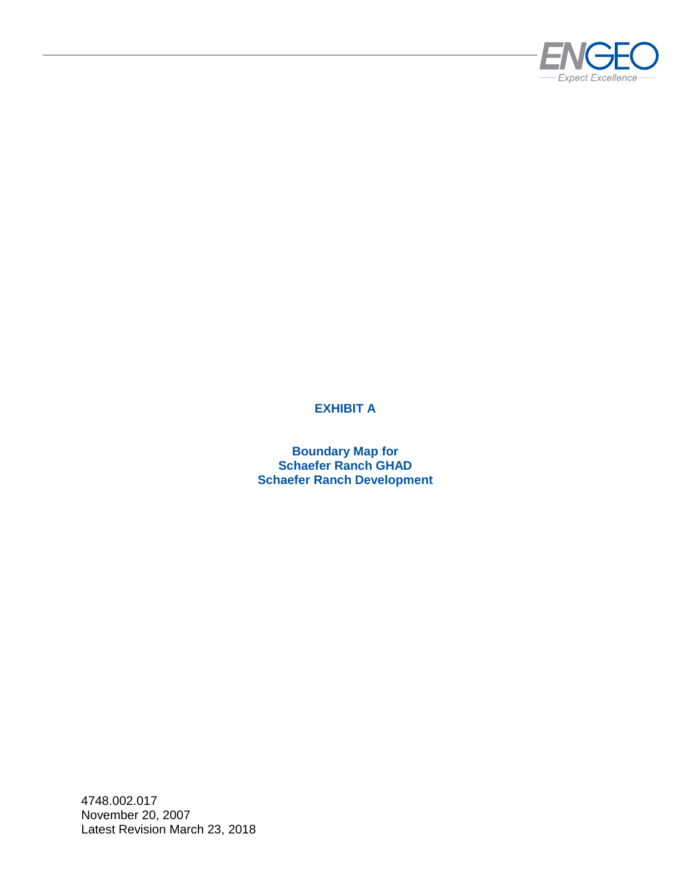# EXHIBIT A

**Boundary Map for**
**Schaefer Ranch GHAD**
**Schaefer Ranch Development**

4748.002.017
November 20, 2007
Latest Revision March 23, 2018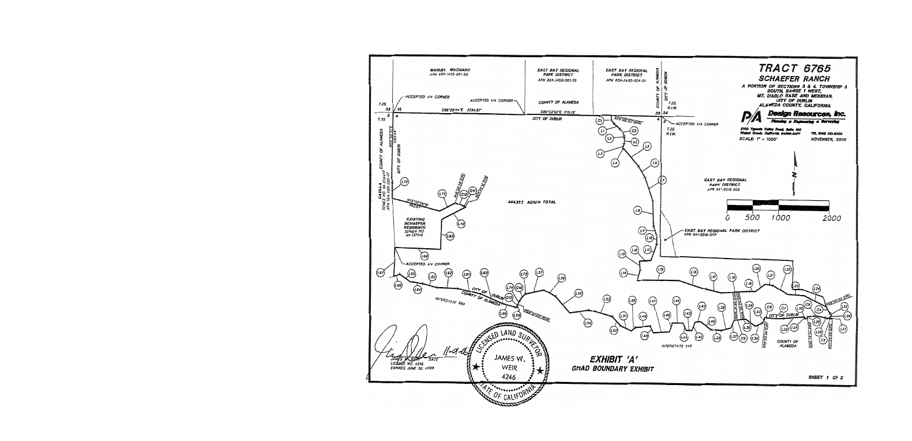# TRACT 6765

## SCHAEFER RANCH

A PORTION OF SECTIONS 3 & 4, TOWNSHIP 3 SOUTH, RANGE 1 WEST, MT. DIABLO BASE AND MERIDIAN, CITY OF DUBLIN ALAMEDA COUNTY, CALIFORNIA

**Design Resources, Inc.**
Planning ■ Engineering ■ Surveying

2700 Ygnacio Valley Road, Suite 100
Walnut Creek, California 94598-3467
TEL (925) 210-5300

SCALE: 1" = 1000'

NOVEMBER, 2006

MANUEL MACHADO
APN 99A-1400-001-03

EAST BAY REGIONAL PARK DISTRICT
APN 99A-2400-001-05

EAST BAY REGIONAL PARK DISTRICT
APN 99A-2400-004-01

COUNTY OF ALAMEDA

CITY OF DUBLIN

ACCEPTED 1/4 CORNER

S89°39'04"E 3594.67'

S89°33'32"E 1715.15'

N79°08'33"W

T.2S. R.1W.

T.3S.

DAVILLA
SERIES NO. 96-130961
APN 99A-1400-007-07

N00°18'21"E 1463.44'

COUNTY OF ALAMEDA

444.33± ACRES TOTAL

N75°42'50"W 943.57'

EXISTING SCHAEFER RESIDENCE SERIES NO. 95-137918

EAST BAY REGIONAL PARK DISTRICT
APN 941-0018-003

EAST BAY REGIONAL PARK DISTRICT
APN 941-0018-007

CITY OF DUBLIN
COUNTY OF ALAMEDA

INTERSTATE 580

N88°01'00"W

CITY OF DUBLIN

COUNTY OF ALAMEDA

0 500 1000 2000

JAMES W. WEIR 11-06
LICENSE NO. 4246
EXPIRES JUNE 30, 2008

LICENSED LAND SURVEYOR
JAMES W. WEIR
4246
STATE OF CALIFORNIA

## EXHIBIT 'A'

### GHAD BOUNDARY EXHIBIT

SHEET 1 OF 2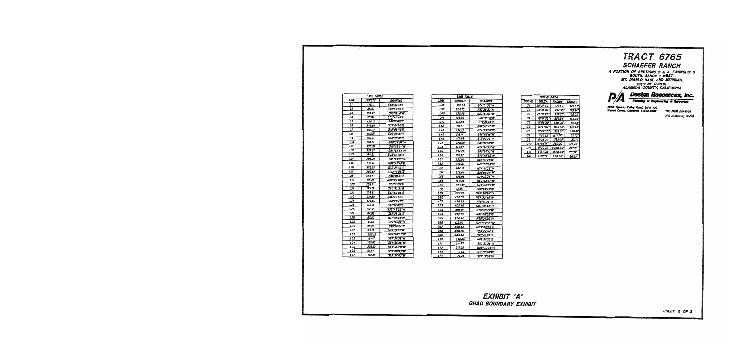# TRACT 6765

## SCHAEFER RANCH

A PORTION OF SECTIONS 3 & 4, TOWNSHIP 3 SOUTH, RANGE 1 WEST, MT. DIABLO BASE AND MERIDIAN.
CITY OF DUBLIN
ALAMEDA COUNTY, CALIFORNIA

**Design Resources, Inc.**
Planning ■ Engineering ■ Surveying

2700 Ygnacio Valley Road, Suite 100
Walnut Creek, California 94598-3462

TEL (925) 210-3500

NOVEMBER, 2005

| LINE TABLE | | |
|---|---|---|
| LINE | LENGTH | BEARING |
| L1 | 143.11 | S48°34'12"E |
| L2 | 35.93 | S09°59'09"E |
| L3 | 106.23 | S16°19'16"W |
| L4 | 25.00 | S73°40'44"E |
| L5 | 435.12 | S47°19'00"E |
| L6 | 249.69 | S33°04'36"E |
| L7 | 492.44 | S18°05'49"E |
| L8 | 562.81 | S02°20'33"E |
| L9 | 176.93 | S16°35'08"E |
| L10 | 178.88 | S00°34'07"W |
| L11 | 338.08 | S16°59'21"W |
| L12 | 227.58 | S84°55'54"W |
| L13 | 174.32 | S05°04'06"E |
| L14 | 205.73 | S16°29'10"W |
| L15 | 815.74 | N89°43'48"E |
| L16 | 573.68 | S72°37'42"E |
| L17 | 299.82 | S76°44'06"E |
| L18 | 565.57 | N86°01'31"E |
| L19 | 118.45 | S90°00'00"E |
| L20 | 236.97 | N52°15'21"E |
| L21 | 145.73 | S80°53'31"E |
| L22 | 338.64 | S87°59'05"E |
| L23 | 324.50 | S66°40'56"E |
| L24 | 479.65 | S64°03'41"E |
| L25 | 53.18 | S37°17'05"E |
| L26 | 54.55 | S52°45'32"W |
| L27 | 64.88 | S62°26'33"E |
| L28 | 57.82 | N77°19'03"W |
| L29 | 41.26 | S24°46'41"W |
| L30 | 36.60 | S39°16'37"W |
| L31 | 45.12 | N34°11'31"W |
| L32 | 386.53 | S64°49'07"W |
| L33 | 123.42 | S27°37'29"W |
| L34 | 153.60 | S64°56'28"W |
| L35 | 225.93 | N54°05'20"W |
| L36 | 91.81 | S87°41'43"W |
| L37 | 164.40 | S23°37'03"W |

| LINE TABLE | | |
|---|---|---|
| LINE | LENGTH | BEARING |
| L38 | 155.54 | S74°01'35"W |
| L39 | 204.10 | N35°35'32"W |
| L40 | 355.99 | N53°44'04"W |
| L41 | 105.06 | S62°18'54"W |
| L42 | 178.84 | S19°07'38"W |
| L43 | 118.61 | N89°07'07"W |
| L44 | 154.12 | N34°59'58"W |
| L45 | 216.11 | S88°55'15"W |
| L46 | 176.82 | S19°52'26"W |
| L47 | 370.99 | S85°17'16"W |
| L48 | 149.61 | N24°24'35"W |
| L49 | 294.72 | S86°56'13"W |
| L50 | 102.97 | S48°49'53"W |
| L51 | 232.99 | N66°31'21"W |
| L52 | 241.96 | N43°02'38"W |
| L53 | 484.10 | N74°41'36"W |
| L54 | 378.64 | S81°08'24"W |
| L55 | 426.98 | N41°35'34"W |
| L56 | 350.44 | N50°33'37"W |
| L57 | 381.38 | S76°03'55"W |
| L58 | 16.85 | S18°26'42"W |
| L59 | 300.10 | N74°30'24"W |
| L60 | 458.31 | N57°32'45"W |
| L61 | 458.63 | N76°11'29"W |
| L62 | 407.40 | N87°58'44"W |
| L63 | 301.13 | N76°12'50"W |
| L64 | 292.75 | N81°05'39"W |
| L65 | 274.44 | N55°21'20"W |
| L66 | 123.93 | S70°28'55"W |
| L67 | 558.44 | N03°04'24"E |
| L68 | 890.96 | S83°27'03"E |
| L69 | 583.44 | N01°37'58"E |
| L70 | 538.63 | N62°27'25"E |
| L71 | 344.72 | S62°27'25"W |
| L72 | 315.35 | N00°30'45"W |
| L73 | 2.43 | S33°16'10"W |
| L74 | 74.74 | S37°13'55"W |

| CURVE DATA | | | |
|---|---|---|---|
| CURVE | DELTA | RADIUS | LENGTH |
| C1 | 53°27'40" | 175.50' | 175.03' |
| C2 | 36°35'04" | 237.50' | 151.64' |
| C3 | 25°16'25" | 237.50' | 105.05' |
| C4 | 15°17'09" | 599.94' | 159.28' |
| C5 | 11°05'39" | 450.00' | 87.24' |
| C6 | 15°41'54" | 1175.00' | 321.94' |
| C7 | 12°24'50" | 1525.00' | 330.42' |
| C8 | 1°50'23" | 1175.00' | 37.73' |
| C9 | 5°25'39" | 1325.00' | 137.43' |
| C10 | 36°08'14" | 283.00' | 178.78' |
| C11 | 0°20'32" | 5020.00' | 47.50' |
| C12 | 6°34'00" | 1570.00' | 179.37' |
| C13 | 4°29'19" | 650.00' | 50.92' |

## EXHIBIT 'A'

### GHAD BOUNDARY EXHIBIT

SHEET 2 OF 2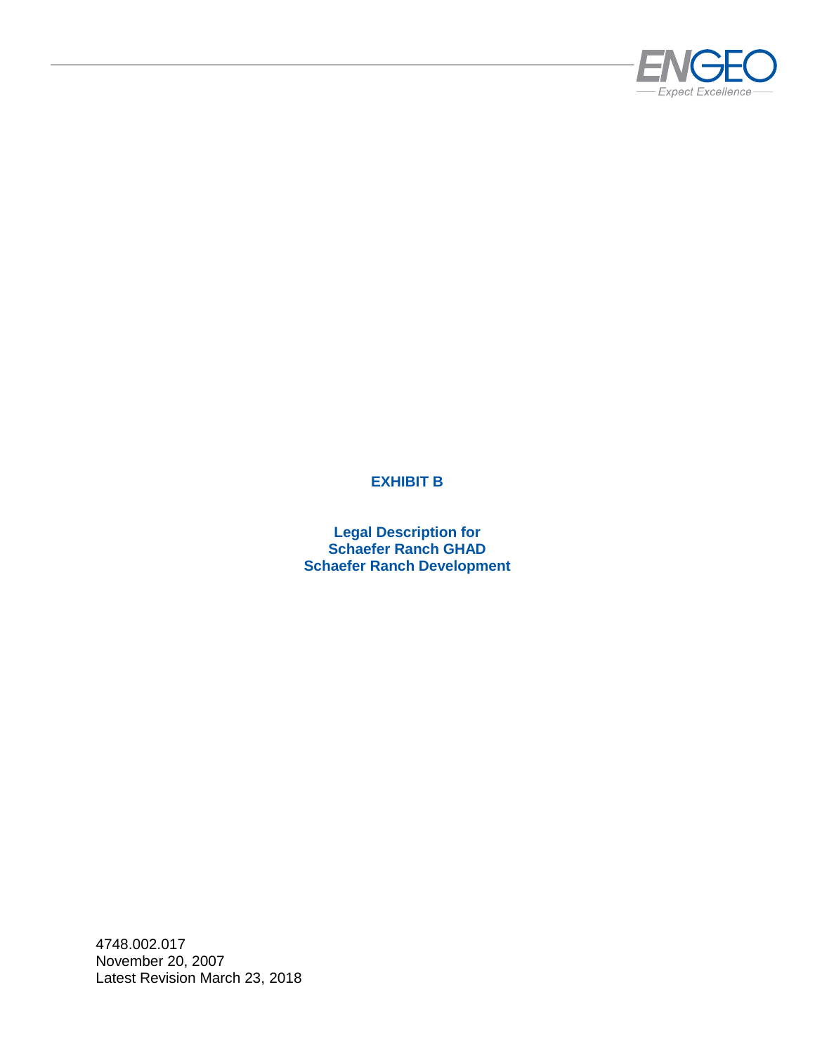# EXHIBIT B

**Legal Description for**
**Schaefer Ranch GHAD**
**Schaefer Ranch Development**

4748.002.017
November 20, 2007
Latest Revision March 23, 2018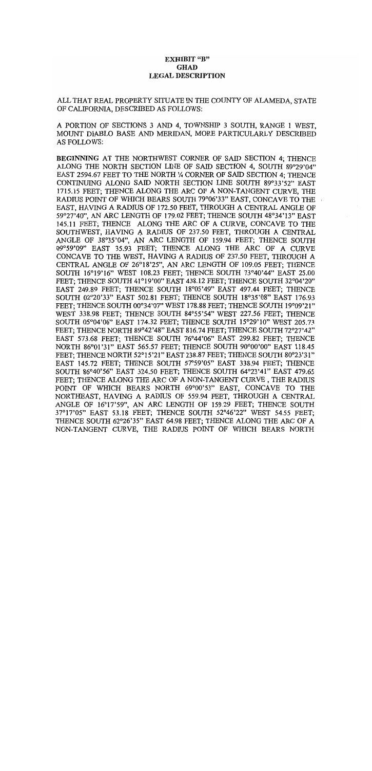**EXHIBIT "B"**
**GHAD**
**LEGAL DESCRIPTION**

ALL THAT REAL PROPERTY SITUATE IN THE COUNTY OF ALAMEDA, STATE OF CALIFORNIA, DESCRIBED AS FOLLOWS:

A PORTION OF SECTIONS 3 AND 4, TOWNSHIP 3 SOUTH, RANGE 1 WEST, MOUNT DIABLO BASE AND MERIDAN, MORE PARTICULARLY DESCRIBED AS FOLLOWS:

**BEGINNING** AT THE NORTHWEST CORNER OF SAID SECTION 4; THENCE ALONG THE NORTH SECTION LINE OF SAID SECTION 4, SOUTH 89°29'04" EAST 2594.67 FEET TO THE NORTH ¼ CORNER OF SAID SECTION 4; THENCE CONTINUING ALONG SAID NORTH SECTION LINE SOUTH 89°33'52" EAST 1715.15 FEET; THENCE ALONG THE ARC OF A NON-TANGENT CURVE, THE RADIUS POINT OF WHICH BEARS SOUTH 79°06'33" EAST, CONCAVE TO THE EAST, HAVING A RADIUS OF 172.50 FEET, THROUGH A CENTRAL ANGLE OF 59°27'40", AN ARC LENGTH OF 179.02 FEET; THENCE SOUTH 48°34'13" EAST 145.11 FEET; THENCE ALONG THE ARC OF A CURVE, CONCAVE TO THE SOUTHWEST, HAVING A RADIUS OF 237.50 FEET, THROUGH A CENTRAL ANGLE OF 38°35'04", AN ARC LENGTH OF 159.94 FEET; THENCE SOUTH 09°59'09" EAST 35.93 FEET; THENCE ALONG THE ARC OF A CURVE CONCAVE TO THE WEST, HAVING A RADIUS OF 237.50 FEET, THROUGH A CENTRAL ANGLE OF 26°18'25", AN ARC LENGTH OF 109.05 FEET; THENCE SOUTH 16°19'16" WEST 108.23 FEET; THENCE SOUTH 73°40'44" EAST 25.00 FEET; THENCE SOUTH 41°19'00" EAST 438.12 FEET; THENCE SOUTH 32°04'20" EAST 249.89 FEET; THENCE SOUTH 18°05'49" EAST 497.44 FEET; THENCE SOUTH 02°20'33" EAST 502.81 FEET; THENCE SOUTH 18°35'08" EAST 176.93 FEET; THENCE SOUTH 00°34'07" WEST 178.88 FEET; THENCE SOUTH 19°09'21" WEST 338.98 FEET; THENCE SOUTH 84°55'54" WEST 227.56 FEET; THENCE SOUTH 05°04'06" EAST 174.32 FEET; THENCE SOUTH 15°29'10" WEST 205.73 FEET; THENCE NORTH 89°42'48" EAST 816.74 FEET; THENCE SOUTH 72°27'42" EAST 573.68 FEET; THENCE SOUTH 76°44'06" EAST 299.82 FEET; THENCE NORTH 86°01'31" EAST 565.57 FEET; THENCE SOUTH 90°00'00" EAST 118.45 FEET; THENCE NORTH 52°15'21" EAST 238.87 FEET; THENCE SOUTH 80°23'31" EAST 145.72 FEET; THENCE SOUTH 57°59'05" EAST 338.94 FEET; THENCE SOUTH 86°40'56" EAST 324.50 FEET; THENCE SOUTH 64°23'41" EAST 479.65 FEET; THENCE ALONG THE ARC OF A NON-TANGENT CURVE , THE RADIUS POINT OF WHICH BEARS NORTH 69°00'53" EAST, CONCAVE TO THE NORTHEAST, HAVING A RADIUS OF 559.94 FEET, THROUGH A CENTRAL ANGLE OF 16°17'59", AN ARC LENGTH OF 159.29 FEET; THENCE SOUTH 37°17'05" EAST 53.18 FEET; THENCE SOUTH 52°46'22" WEST 54.55 FEET; THENCE SOUTH 62°26'35" EAST 64.98 FEET; THENCE ALONG THE ARC OF A NON-TANGENT CURVE, THE RADIUS POINT OF WHICH BEARS NORTH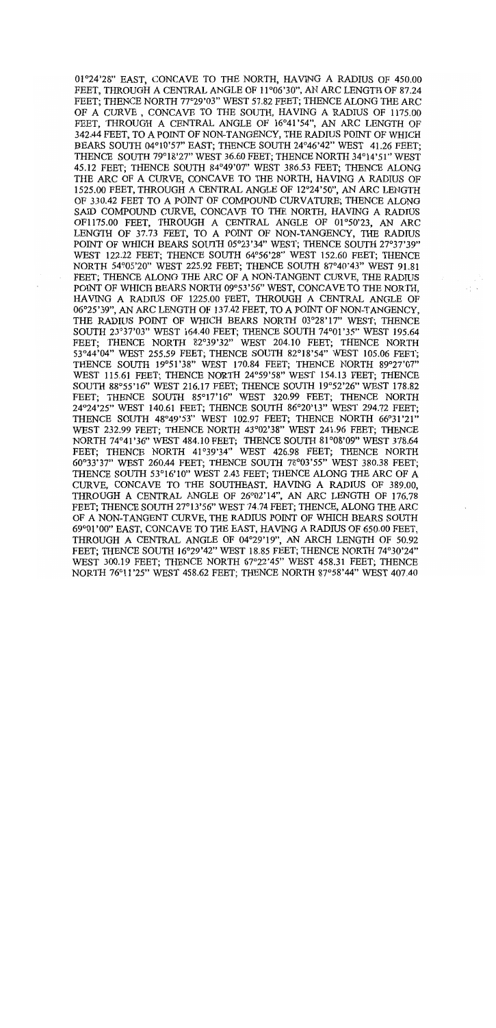01°24'28" EAST, CONCAVE TO THE NORTH, HAVING A RADIUS OF 450.00 FEET, THROUGH A CENTRAL ANGLE OF 11°06'30", AN ARC LENGTH OF 87.24 FEET; THENCE NORTH 77°29'03" WEST 57.82 FEET; THENCE ALONG THE ARC OF A CURVE , CONCAVE TO THE SOUTH, HAVING A RADIUS OF 1175.00 FEET, THROUGH A CENTRAL ANGLE OF 16°41'54", AN ARC LENGTH OF 342.44 FEET, TO A POINT OF NON-TANGENCY, THE RADIUS POINT OF WHICH BEARS SOUTH 04°10'57" EAST; THENCE SOUTH 24°46'42" WEST 41.26 FEET; THENCE SOUTH 79°18'27" WEST 36.60 FEET; THENCE NORTH 34°14'51" WEST 45.12 FEET; THENCE SOUTH 84°49'07" WEST 386.53 FEET; THENCE ALONG THE ARC OF A CURVE, CONCAVE TO THE NORTH, HAVING A RADIUS OF 1525.00 FEET, THROUGH A CENTRAL ANGLE OF 12°24'50", AN ARC LENGTH OF 330.42 FEET TO A POINT OF COMPOUND CURVATURE; THENCE ALONG SAID COMPOUND CURVE, CONCAVE TO THE NORTH, HAVING A RADIUS OF1175.00 FEET, THROUGH A CENTRAL ANGLE OF 01°50'23, AN ARC LENGTH OF 37.73 FEET, TO A POINT OF NON-TANGENCY, THE RADIUS POINT OF WHICH BEARS SOUTH 05°23'34" WEST; THENCE SOUTH 27°37'39" WEST 122.22 FEET; THENCE SOUTH 64°56'28" WEST 152.60 FEET; THENCE NORTH 54°05'20" WEST 225.92 FEET; THENCE SOUTH 87°40'43" WEST 91.81 FEET; THENCE ALONG THE ARC OF A NON-TANGENT CURVE, THE RADIUS POINT OF WHICH BEARS NORTH 09°53'56" WEST, CONCAVE TO THE NORTH, HAVING A RADIUS OF 1225.00 FEET, THROUGH A CENTRAL ANGLE OF 06°25'39", AN ARC LENGTH OF 137.42 FEET, TO A POINT OF NON-TANGENCY, THE RADIUS POINT OF WHICH BEARS NORTH 03°28'17" WEST; THENCE SOUTH 23°37'03" WEST 164.40 FEET; THENCE SOUTH 74°01'35" WEST 195.64 FEET; THENCE NORTH 82°39'32" WEST 204.10 FEET; THENCE NORTH 53°44'04" WEST 255.59 FEET; THENCE SOUTH 82°18'54" WEST 105.06 FEET; THENCE SOUTH 19°51'38" WEST 170.84 FEET; THENCE NORTH 89°27'07" WEST 115.61 FEET; THENCE NORTH 24°59'58" WEST 154.13 FEET; THENCE SOUTH 88°55'16" WEST 216.17 FEET; THENCE SOUTH 19°52'26" WEST 178.82 FEET; THENCE SOUTH 85°17'16" WEST 320.99 FEET; THENCE NORTH 24°24'25" WEST 140.61 FEET; THENCE SOUTH 86°20'13" WEST 294.72 FEET; THENCE SOUTH 48°49'53" WEST 102.97 FEET; THENCE NORTH 66°31'21" WEST 232.99 FEET; THENCE NORTH 43°02'38" WEST 241.96 FEET; THENCE NORTH 74°41'36" WEST 484.10 FEET; THENCE SOUTH 81°08'09" WEST 378.64 FEET; THENCE NORTH 41°39'34" WEST 426.98 FEET; THENCE NORTH 60°33'37" WEST 260.44 FEET; THENCE SOUTH 78°03'55" WEST 380.38 FEET; THENCE SOUTH 53°16'10" WEST 2.43 FEET; THENCE ALONG THE ARC OF A CURVE, CONCAVE TO THE SOUTHEAST. HAVING A RADIUS OF 389.00, THROUGH A CENTRAL ANGLE OF 26°02'14", AN ARC LENGTH OF 176.78 FEET; THENCE SOUTH 27°13'56" WEST 74.74 FEET; THENCE, ALONG THE ARC OF A NON-TANGENT CURVE, THE RADIUS POINT OF WHICH BEARS SOUTH 69°01'00" EAST, CONCAVE TO THE EAST, HAVING A RADIUS OF 650.00 FEET, THROUGH A CENTRAL ANGLE OF 04°29'19", AN ARCH LENGTH OF 50.92 FEET; THENCE SOUTH 16°29'42" WEST 18.85 FEET; THENCE NORTH 74°30'24" WEST 300.19 FEET; THENCE NORTH 67°22'45" WEST 458.31 FEET; THENCE NORTH 76°11'25" WEST 458.62 FEET; THENCE NORTH 87°58'44" WEST 407.40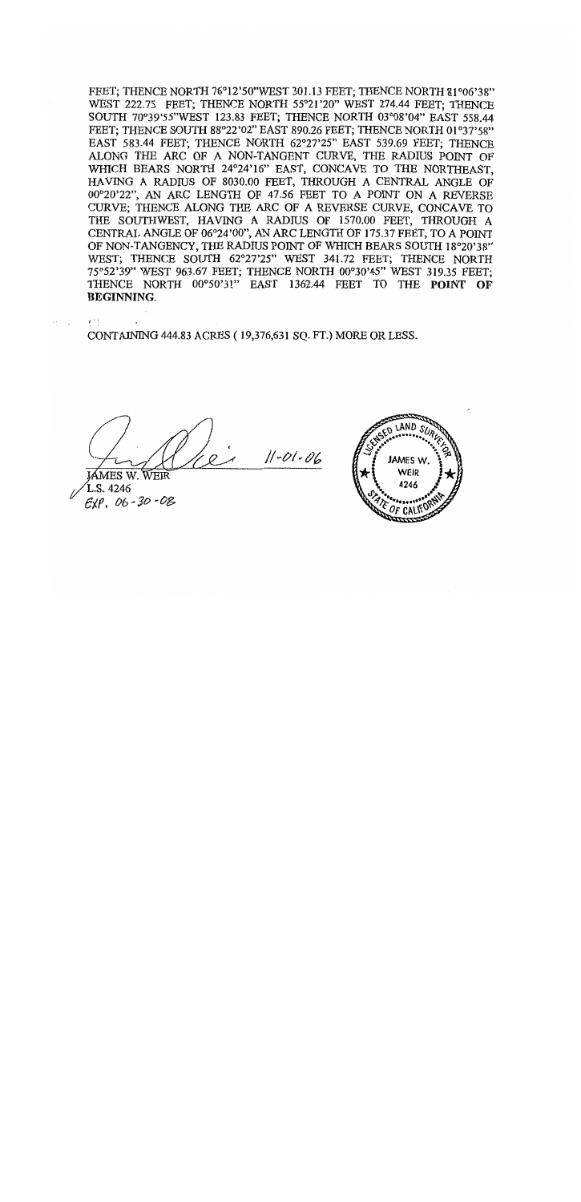FEET; THENCE NORTH 76°12'50"WEST 301.13 FEET; THENCE NORTH 81°06'38" WEST 222.75 FEET; THENCE NORTH 55°21'20" WEST 274.44 FEET; THENCE SOUTH 70°39'55"WEST 123.83 FEET; THENCE NORTH 03°08'04" EAST 558.44 FEET; THENCE SOUTH 88°22'02" EAST 890.26 FEET; THENCE NORTH 01°37'58" EAST 583.44 FEET; THENCE NORTH 62°27'25" EAST 539.69 FEET; THENCE ALONG THE ARC OF A NON-TANGENT CURVE, THE RADIUS POINT OF WHICH BEARS NORTH 24°24'16" EAST, CONCAVE TO THE NORTHEAST, HAVING A RADIUS OF 8030.00 FEET, THROUGH A CENTRAL ANGLE OF 00°20'22", AN ARC LENGTH OF 47.56 FEET TO A POINT ON A REVERSE CURVE; THENCE ALONG THE ARC OF A REVERSE CURVE, CONCAVE TO THE SOUTHWEST, HAVING A RADIUS OF 1570.00 FEET, THROUGH A CENTRAL ANGLE OF 06°24'00", AN ARC LENGTH OF 175.37 FEET, TO A POINT OF NON-TANGENCY, THE RADIUS POINT OF WHICH BEARS SOUTH 18°20'38" WEST; THENCE SOUTH 62°27'25" WEST 341.72 FEET; THENCE NORTH 75°52'39" WEST 963.67 FEET; THENCE NORTH 00°30'45" WEST 319.35 FEET; THENCE NORTH 00°50'31" EAST 1362.44 FEET TO THE **POINT OF BEGINNING**.

CONTAINING 444.83 ACRES ( 19,376,631 SQ. FT.) MORE OR LESS.

11-01-06

JAMES W. WEIR
L.S. 4246
EXP. 06-30-08

LICENSED LAND SURVEYOR
JAMES W. WEIR
4246
STATE OF CALIFORNIA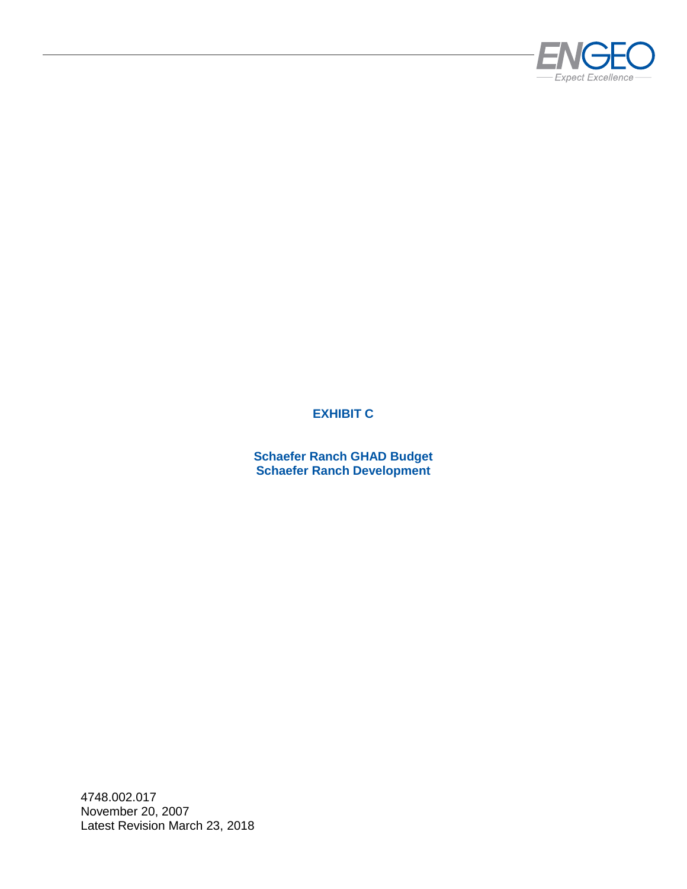**EXHIBIT C**

**Schaefer Ranch GHAD Budget**
**Schaefer Ranch Development**

4748.002.017
November 20, 2007
Latest Revision March 23, 2018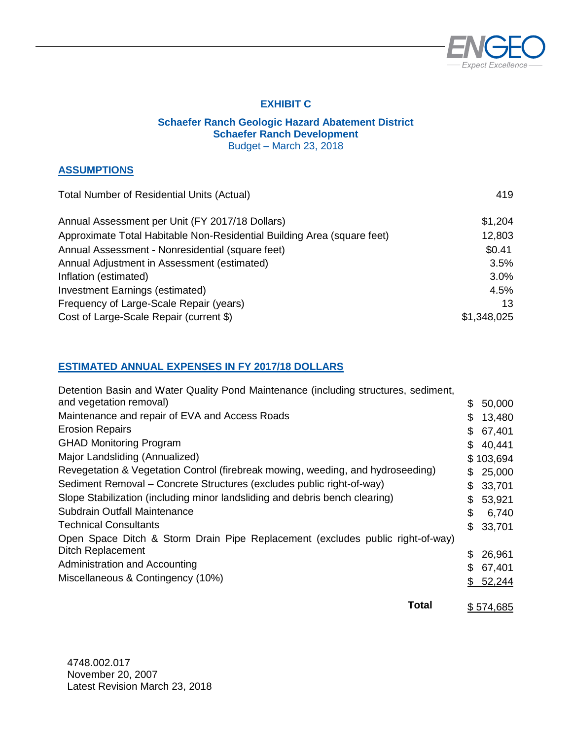## EXHIBIT C

### Schaefer Ranch Geologic Hazard Abatement District
### Schaefer Ranch Development
Budget – March 23, 2018

**ASSUMPTIONS**

| | |
|---|---|
| Total Number of Residential Units (Actual) | 419 |
| Annual Assessment per Unit (FY 2017/18 Dollars) | $1,204 |
| Approximate Total Habitable Non-Residential Building Area (square feet) | 12,803 |
| Annual Assessment - Nonresidential (square feet) | $0.41 |
| Annual Adjustment in Assessment (estimated) | 3.5% |
| Inflation (estimated) | 3.0% |
| Investment Earnings (estimated) | 4.5% |
| Frequency of Large-Scale Repair (years) | 13 |
| Cost of Large-Scale Repair (current $) | $1,348,025 |

**ESTIMATED ANNUAL EXPENSES IN FY 2017/18 DOLLARS**

| | |
|---|---|
| Detention Basin and Water Quality Pond Maintenance (including structures, sediment, and vegetation removal) | $ 50,000 |
| Maintenance and repair of EVA and Access Roads | $ 13,480 |
| Erosion Repairs | $ 67,401 |
| GHAD Monitoring Program | $ 40,441 |
| Major Landsliding (Annualized) | $ 103,694 |
| Revegetation & Vegetation Control (firebreak mowing, weeding, and hydroseeding) | $ 25,000 |
| Sediment Removal – Concrete Structures (excludes public right-of-way) | $ 33,701 |
| Slope Stabilization (including minor landsliding and debris bench clearing) | $ 53,921 |
| Subdrain Outfall Maintenance | $ 6,740 |
| Technical Consultants | $ 33,701 |
| Open Space Ditch & Storm Drain Pipe Replacement (excludes public right-of-way) Ditch Replacement | $ 26,961 |
| Administration and Accounting | $ 67,401 |
| Miscellaneous & Contingency (10%) | $ 52,244 |
| **Total** | $ 574,685 |

4748.002.017
November 20, 2007
Latest Revision March 23, 2018